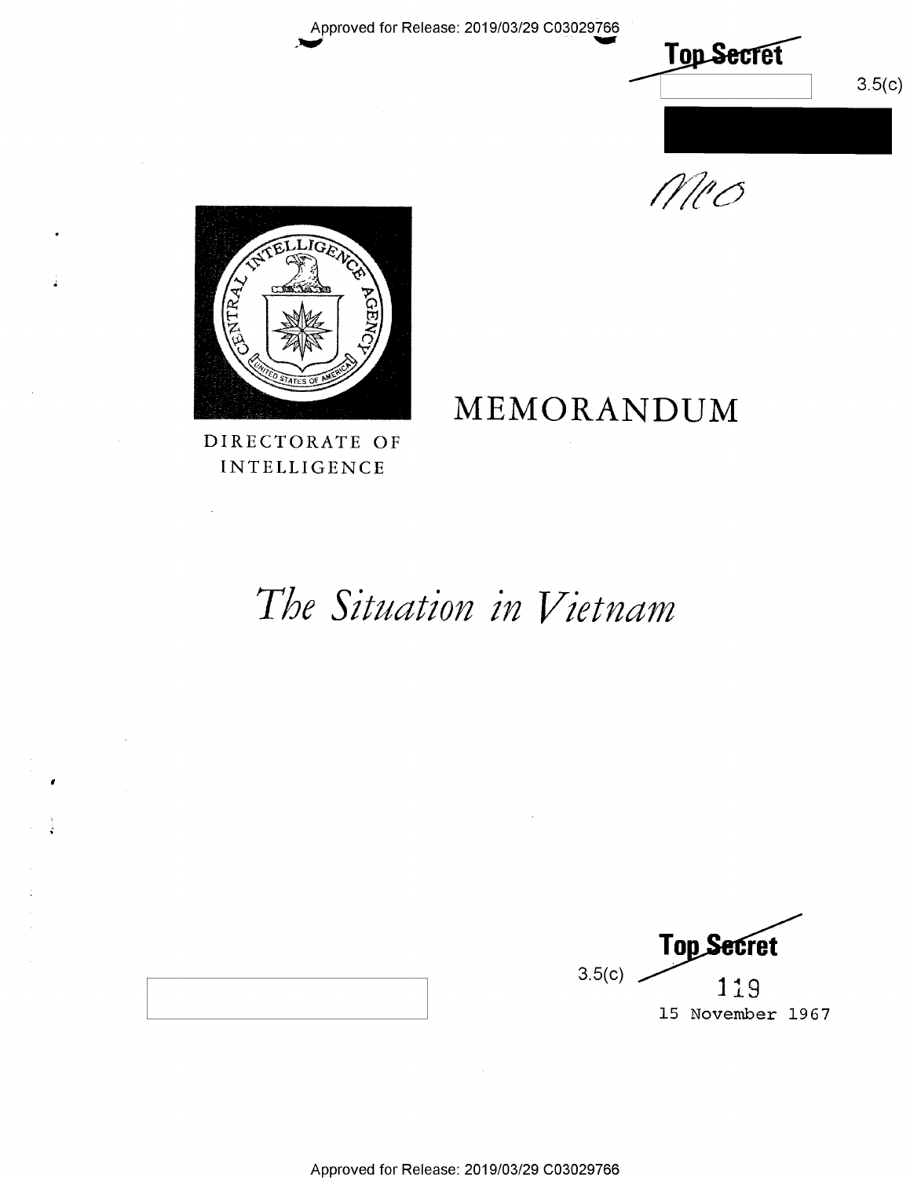Approved for Release: 2019/03/29 C03029766

**Top Secret**

3.5(c)

MCO

DIRECTORATE OF INTELLIGENCE

# MEMORANDUM

# *The Situation in Vietnam*

**Top Secret**

3.5(c)

119

15 November 1967

Approved for Release: 2019/03/29 C03029766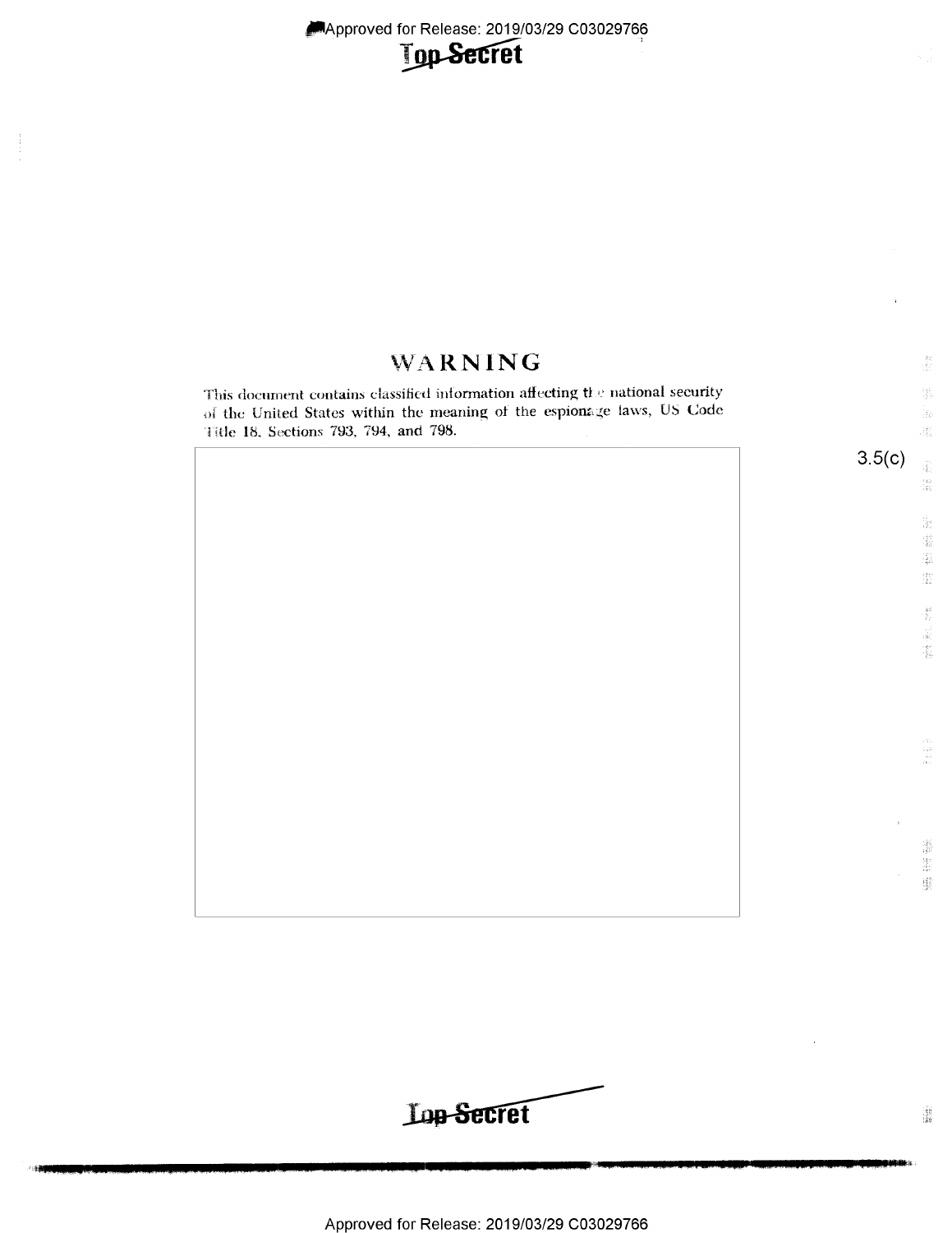# WARNING

This document contains classified information affecting the national security of the United States within the meaning of the espionage laws, US Code Title 18, Sections 793, 794, and 798.

3.5(c)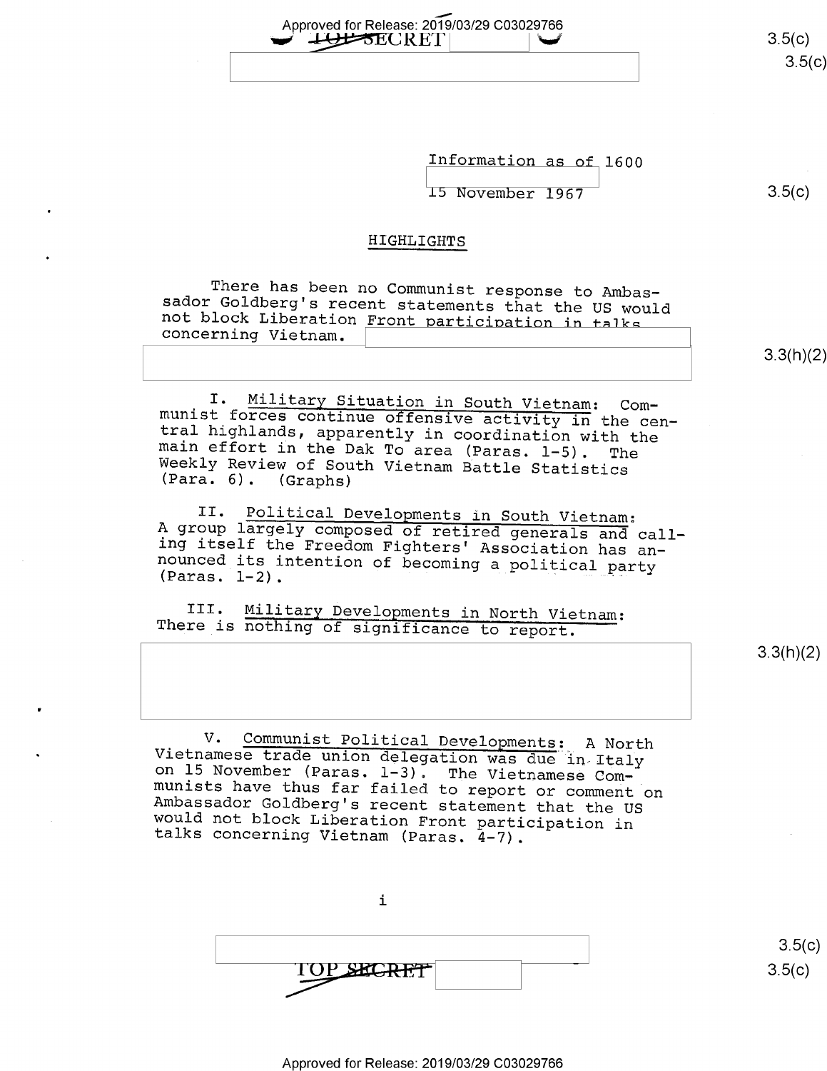Information as of 1600

15 November 1967

## HIGHLIGHTS

There has been no Communist response to Ambassador Goldberg's recent statements that the US would not block Liberation Front participation in talks concerning Vietnam.

I. Military Situation in South Vietnam: Communist forces continue offensive activity in the central highlands, apparently in coordination with the main effort in the Dak To area (Paras. 1-5). The Weekly Review of South Vietnam Battle Statistics (Para. 6). (Graphs)

II. Political Developments in South Vietnam: A group largely composed of retired generals and calling itself the Freedom Fighters' Association has announced its intention of becoming a political party (Paras. 1-2).

III. Military Developments in North Vietnam: There is nothing of significance to report.

V. Communist Political Developments: A North Vietnamese trade union delegation was due in Italy on 15 November (Paras. 1-3). The Vietnamese Communists have thus far failed to report or comment on Ambassador Goldberg's recent statement that the US would not block Liberation Front participation in talks concerning Vietnam (Paras. 4-7).

i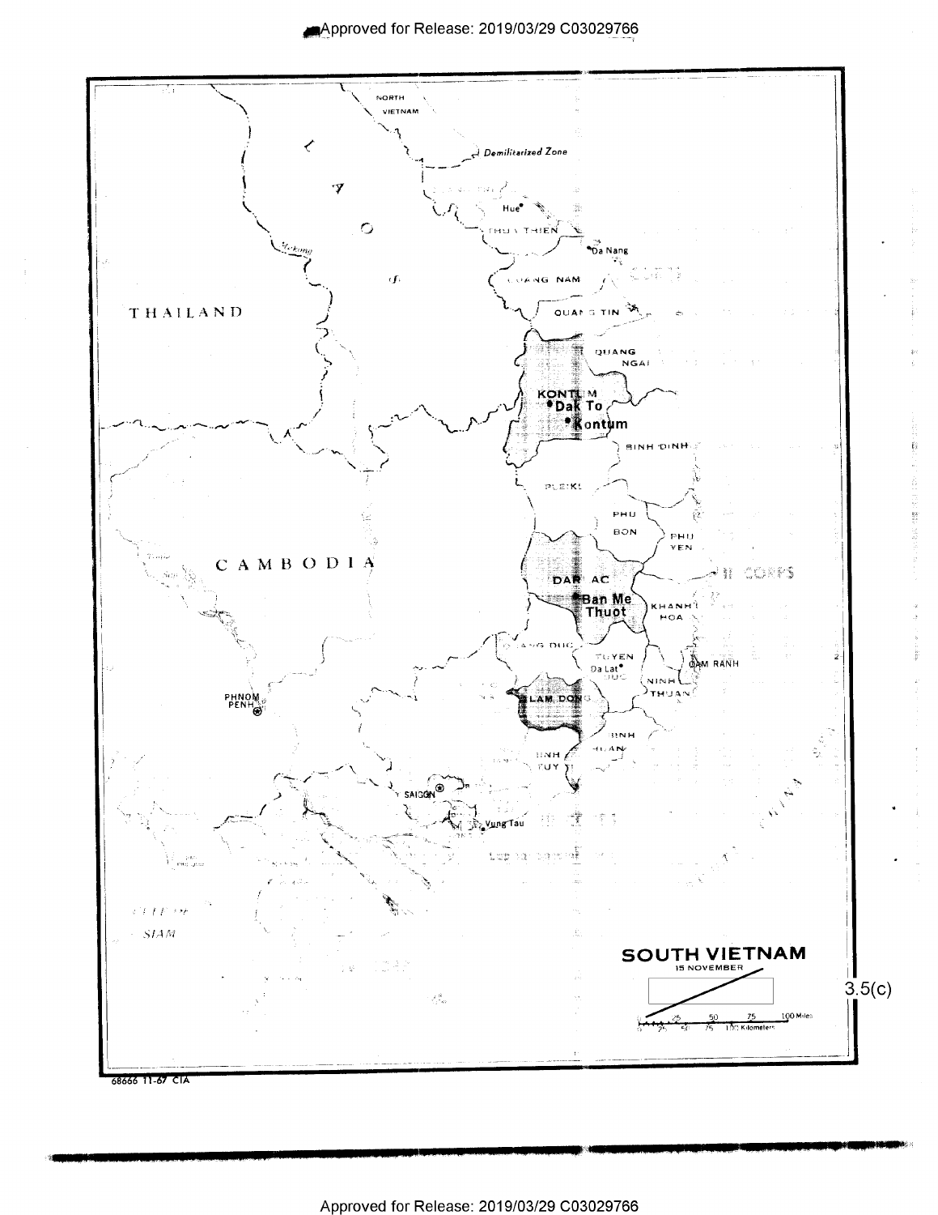SOUTH VIETNAM

15 NOVEMBER

3.5(c)

NORTH VIETNAM

Demilitarized Zone

LAOS

THAILAND

CAMBODIA

Hue

THUA THIEN

Da Nang

QUANG NAM

QUANG TIN

QUANG NGAI

KONTUM

Dak To

Kontum

BINH DINH

PLEIKU

PHU BON

PHU YEN

II CORPS

DARLAC

Ban Me Thuot

KHANH HOA

QUANG DUC

TUYEN DUC

Da Lat

CAM RANH

NINH THUAN

LAM DONG

BINH THUAN

BINH TUY

PHNOM PENH

SAIGON

Vung Tau

GULF OF SIAM

0 25 50 75 100 Miles

0 25 50 75 100 Kilometers

68666 11-67 CIA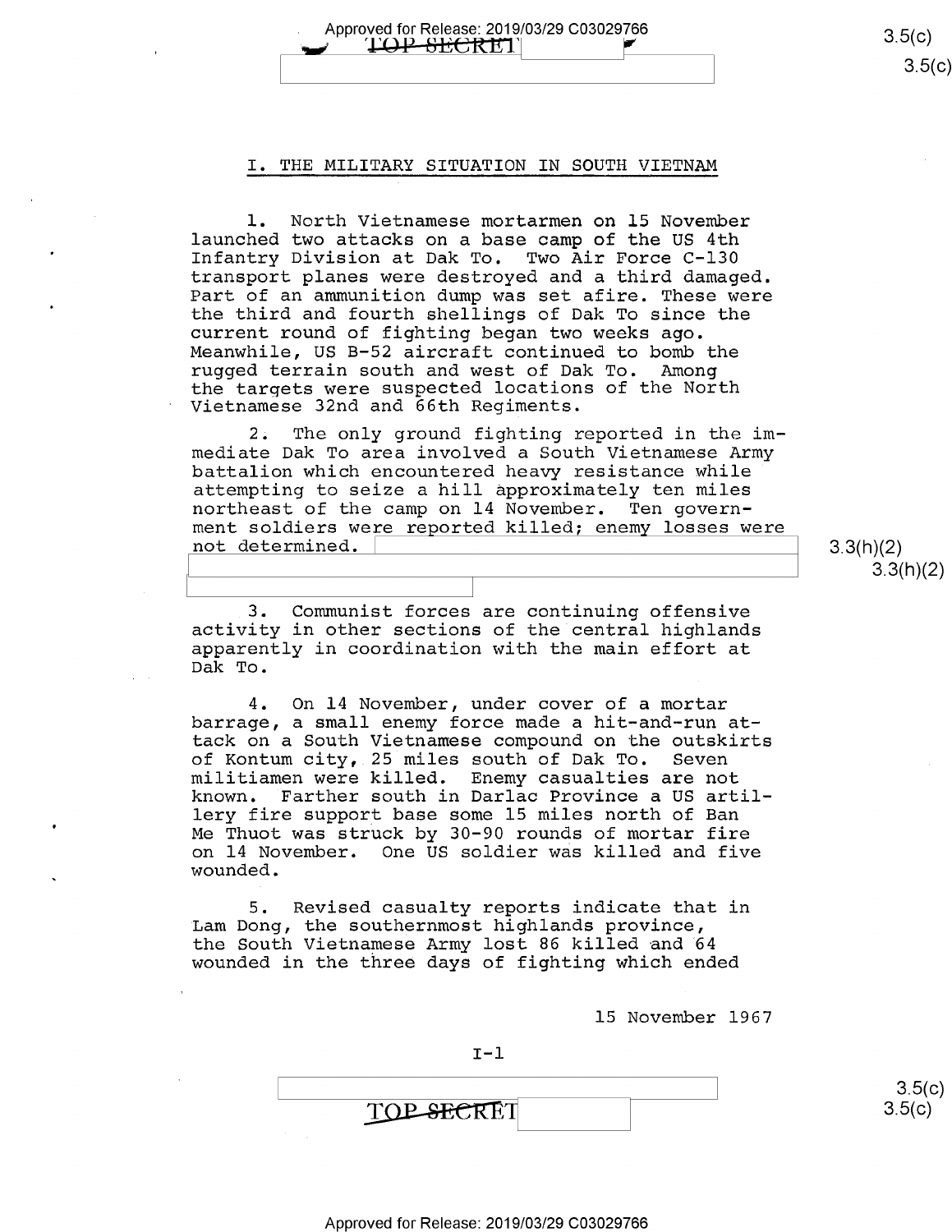# I. THE MILITARY SITUATION IN SOUTH VIETNAM

1. North Vietnamese mortarmen on 15 November launched two attacks on a base camp of the US 4th Infantry Division at Dak To. Two Air Force C-130 transport planes were destroyed and a third damaged. Part of an ammunition dump was set afire. These were the third and fourth shellings of Dak To since the current round of fighting began two weeks ago. Meanwhile, US B-52 aircraft continued to bomb the rugged terrain south and west of Dak To. Among the targets were suspected locations of the North Vietnamese 32nd and 66th Regiments.

2. The only ground fighting reported in the immediate Dak To area involved a South Vietnamese Army battalion which encountered heavy resistance while attempting to seize a hill approximately ten miles northeast of the camp on 14 November. Ten government soldiers were reported killed; enemy losses were not determined.

3. Communist forces are continuing offensive activity in other sections of the central highlands apparently in coordination with the main effort at Dak To.

4. On 14 November, under cover of a mortar barrage, a small enemy force made a hit-and-run attack on a South Vietnamese compound on the outskirts of Kontum city, 25 miles south of Dak To. Seven militiamen were killed. Enemy casualties are not known. Farther south in Darlac Province a US artillery fire support base some 15 miles north of Ban Me Thuot was struck by 30-90 rounds of mortar fire on 14 November. One US soldier was killed and five wounded.

5. Revised casualty reports indicate that in Lam Dong, the southernmost highlands province, the South Vietnamese Army lost 86 killed and 64 wounded in the three days of fighting which ended

15 November 1967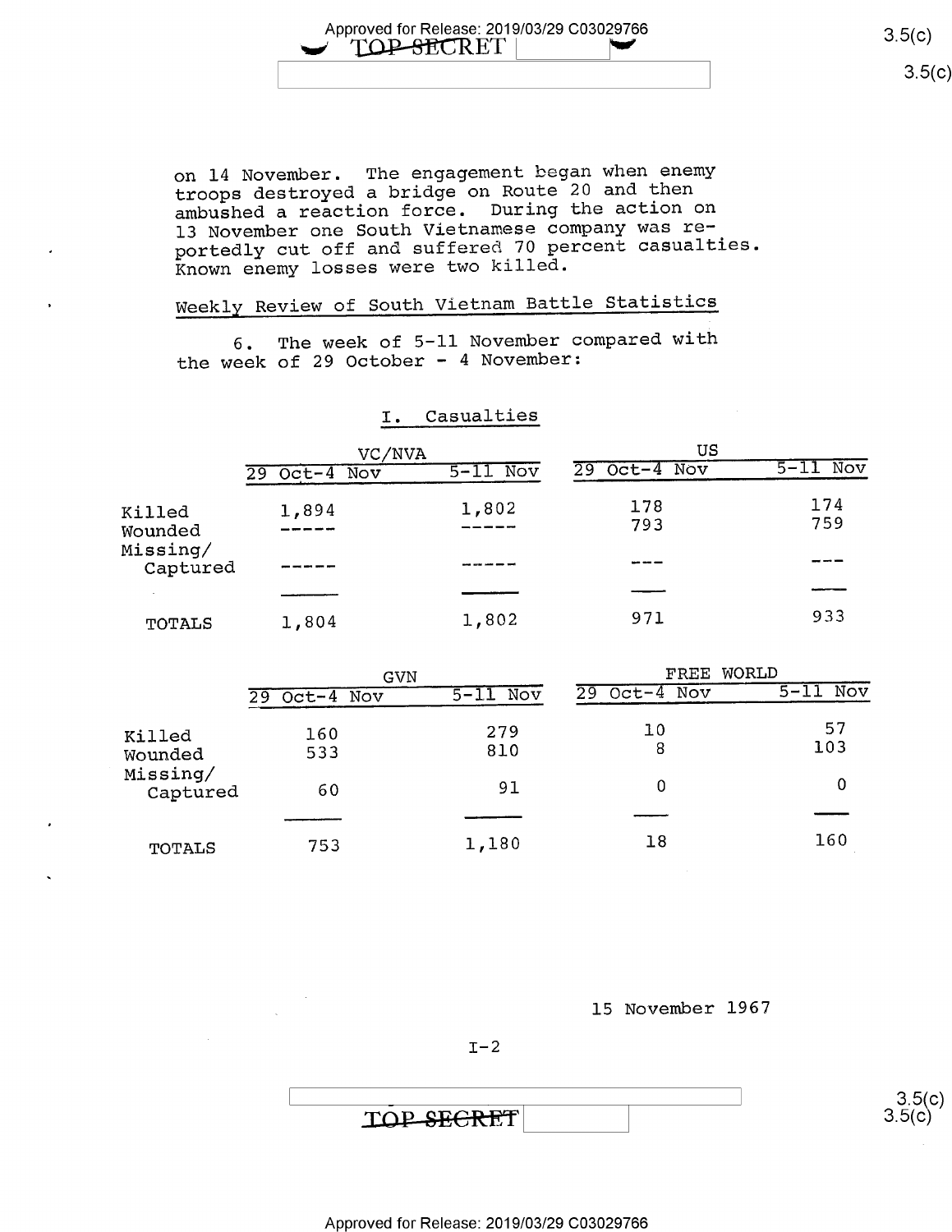on 14 November. The engagement began when enemy troops destroyed a bridge on Route 20 and then ambushed a reaction force. During the action on 13 November one South Vietnamese company was reportedly cut off and suffered 70 percent casualties. Known enemy losses were two killed.

## Weekly Review of South Vietnam Battle Statistics

6. The week of 5-11 November compared with the week of 29 October - 4 November:

### I. Casualties

| | VC/NVA | | US | |
|---|---|---|---|---|
| | 29 Oct-4 Nov | 5-11 Nov | 29 Oct-4 Nov | 5-11 Nov |
| Killed | 1,894 | 1,802 | 178 | 174 |
| Wounded | ----- | ----- | 793 | 759 |
| Missing/ Captured | ----- | ----- | --- | --- |
| TOTALS | 1,804 | 1,802 | 971 | 933 |

| | GVN | | FREE WORLD | |
|---|---|---|---|---|
| | 29 Oct-4 Nov | 5-11 Nov | 29 Oct-4 Nov | 5-11 Nov |
| Killed | 160 | 279 | 10 | 57 |
| Wounded | 533 | 810 | 8 | 103 |
| Missing/ Captured | 60 | 91 | 0 | 0 |
| TOTALS | 753 | 1,180 | 18 | 160 |

15 November 1967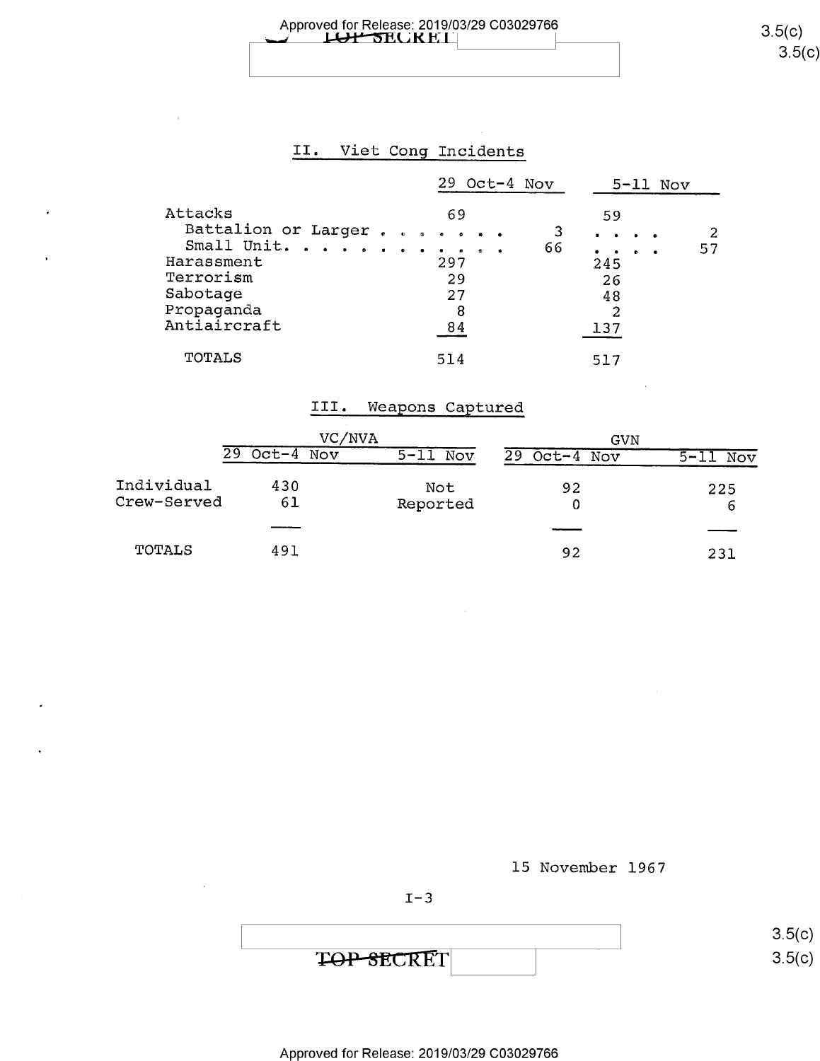## II. Viet Cong Incidents

| | 29 Oct-4 Nov | | 5-11 Nov | |
|---|---|---|---|---|
| Attacks | 69 | | 59 | |
| Battalion or Larger | | 3 | | 2 |
| Small Unit | | 66 | | 57 |
| Harassment | 297 | | 245 | |
| Terrorism | 29 | | 26 | |
| Sabotage | 27 | | 48 | |
| Propaganda | 8 | | 2 | |
| Antiaircraft | 84 | | 137 | |
| TOTALS | 514 | | 517 | |

## III. Weapons Captured

| | VC/NVA | | GVN | |
|---|---|---|---|---|
| | 29 Oct-4 Nov | 5-11 Nov | 29 Oct-4 Nov | 5-11 Nov |
| Individual | 430 | Not Reported | 92 | 225 |
| Crew-Served | 61 | | 0 | 6 |
| TOTALS | 491 | | 92 | 231 |

15 November 1967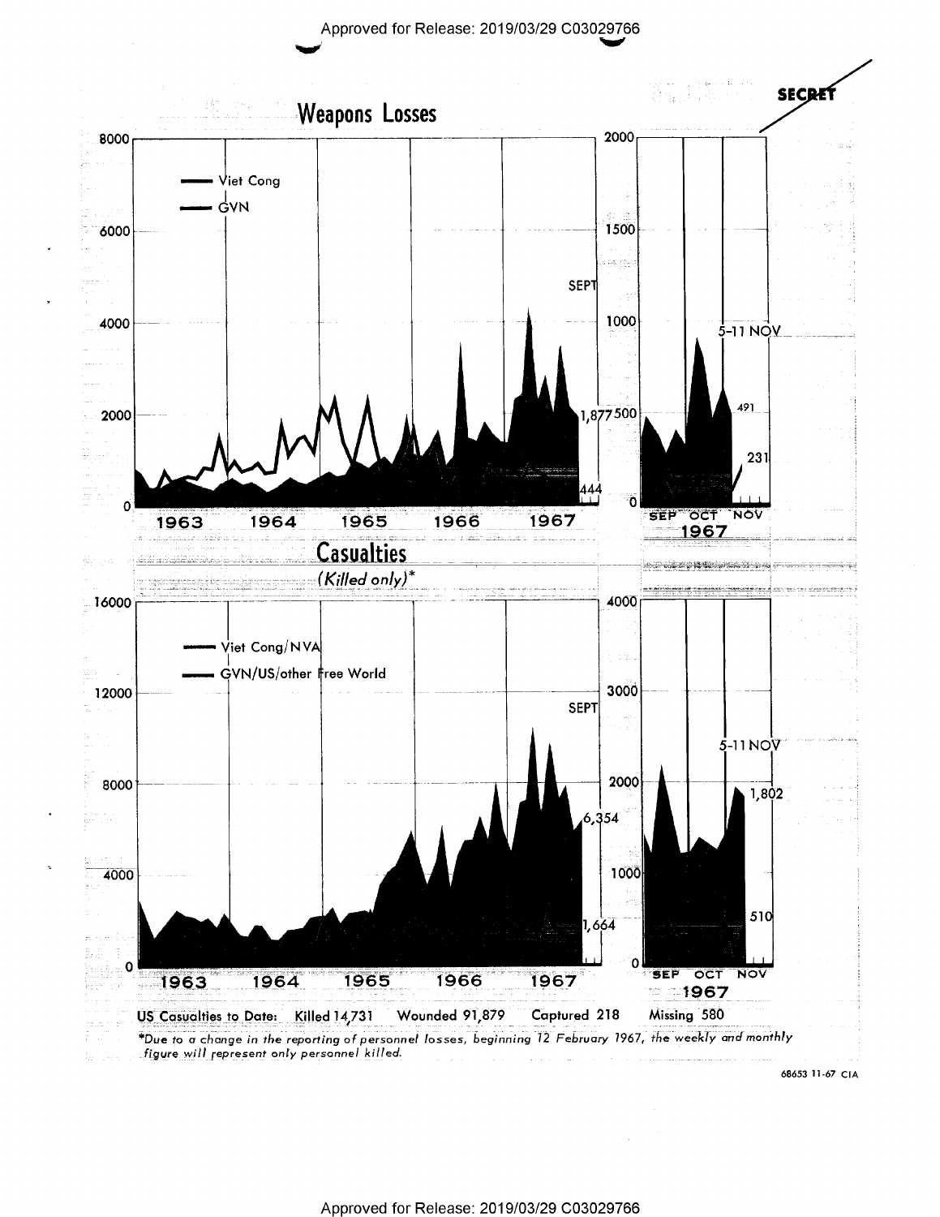SECRET

## Weapons Losses

## Casualties

*(Killed only)**

US Casualties to Date: Killed 14,731 Wounded 91,879 Captured 218 Missing 580

*Due to a change in the reporting of personnel losses, beginning 12 February 1967, the weekly and monthly figure will represent only personnel killed.

68653 11-67 CIA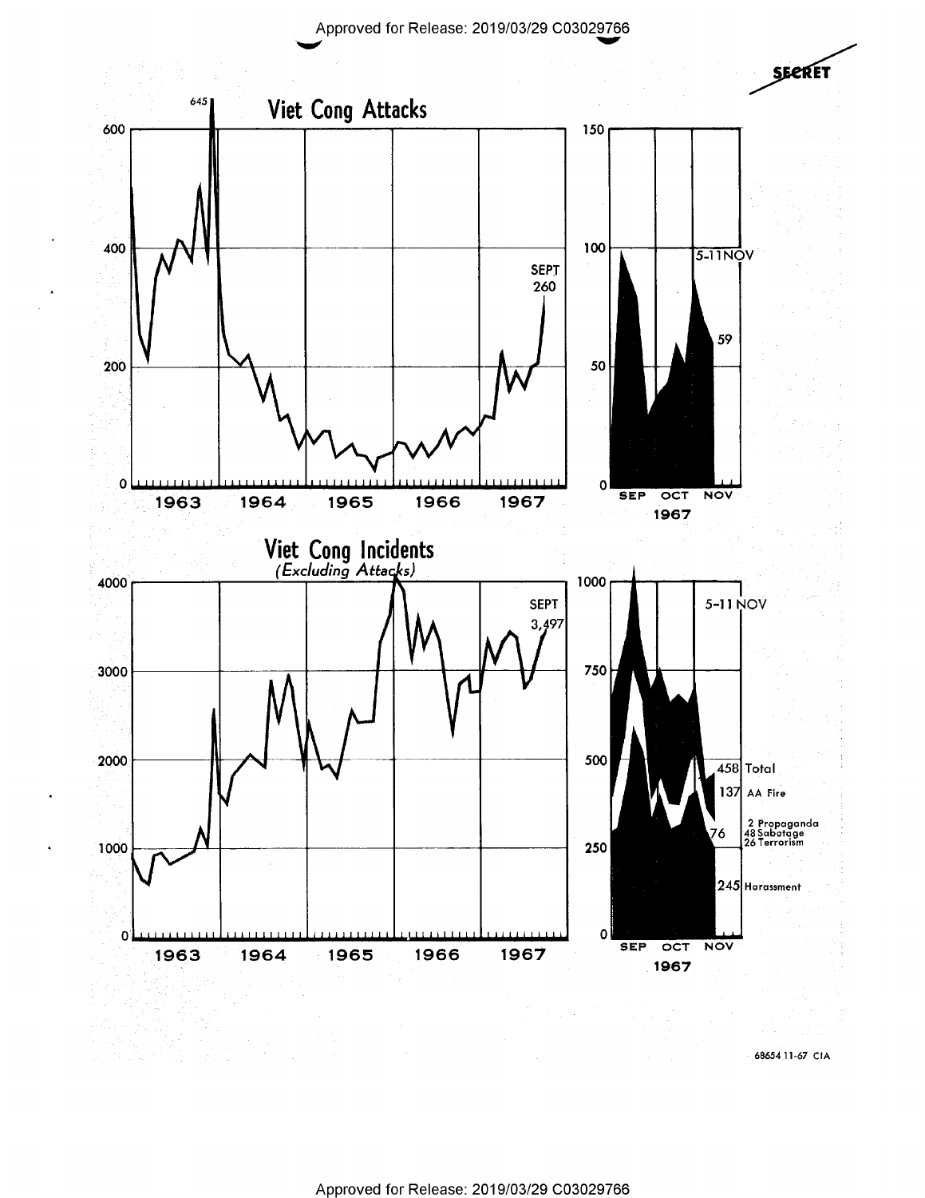SECRET

# Viet Cong Attacks

645

600
400
200
0

SEPT
260

1963 1964 1965 1966 1967

150
100
50
0

5-11NOV

59

SEP OCT NOV
1967

# Viet Cong Incidents

*(Excluding Attacks)*

4000
3000
2000
1000
0

SEPT
3,497

1963 1964 1965 1966 1967

1000
750
500
250
0

5-11 NOV

458 Total
137 AA Fire
76
2 Propaganda
48 Sabotage
26 Terrorism
245 Harassment

SEP OCT NOV
1967

68654 11-67 CIA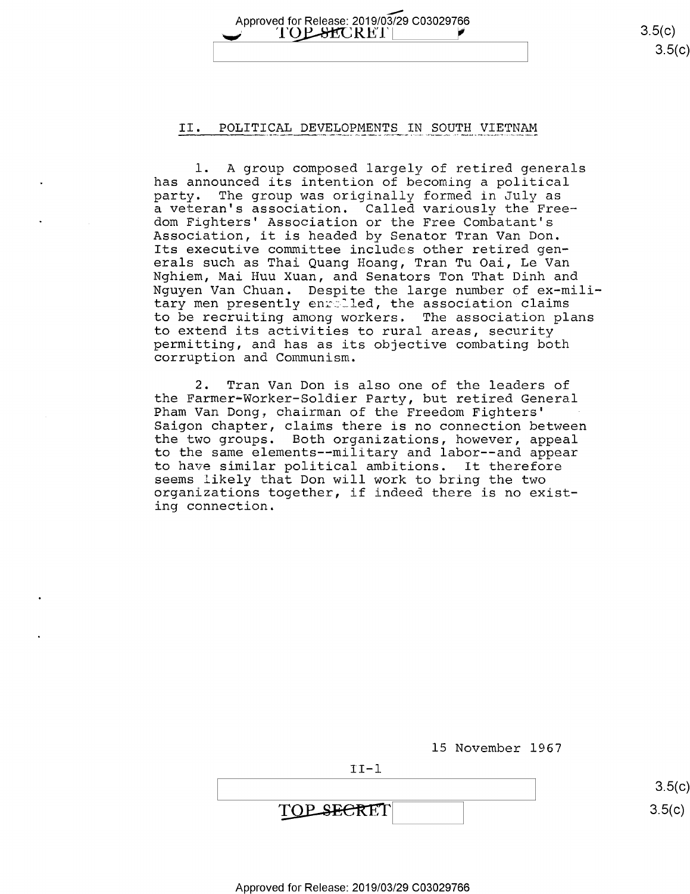## II. POLITICAL DEVELOPMENTS IN SOUTH VIETNAM

1. A group composed largely of retired generals has announced its intention of becoming a political party. The group was originally formed in July as a veteran's association. Called variously the Freedom Fighters' Association or the Free Combatant's Association, it is headed by Senator Tran Van Don. Its executive committee includes other retired generals such as Thai Quang Hoang, Tran Tu Oai, Le Van Nghiem, Mai Huu Xuan, and Senators Ton That Dinh and Nguyen Van Chuan. Despite the large number of ex-military men presently enrolled, the association claims to be recruiting among workers. The association plans to extend its activities to rural areas, security permitting, and has as its objective combating both corruption and Communism.

2. Tran Van Don is also one of the leaders of the Farmer-Worker-Soldier Party, but retired General Pham Van Dong, chairman of the Freedom Fighters' Saigon chapter, claims there is no connection between the two groups. Both organizations, however, appeal to the same elements--military and labor--and appear to have similar political ambitions. It therefore seems likely that Don will work to bring the two organizations together, if indeed there is no existing connection.

15 November 1967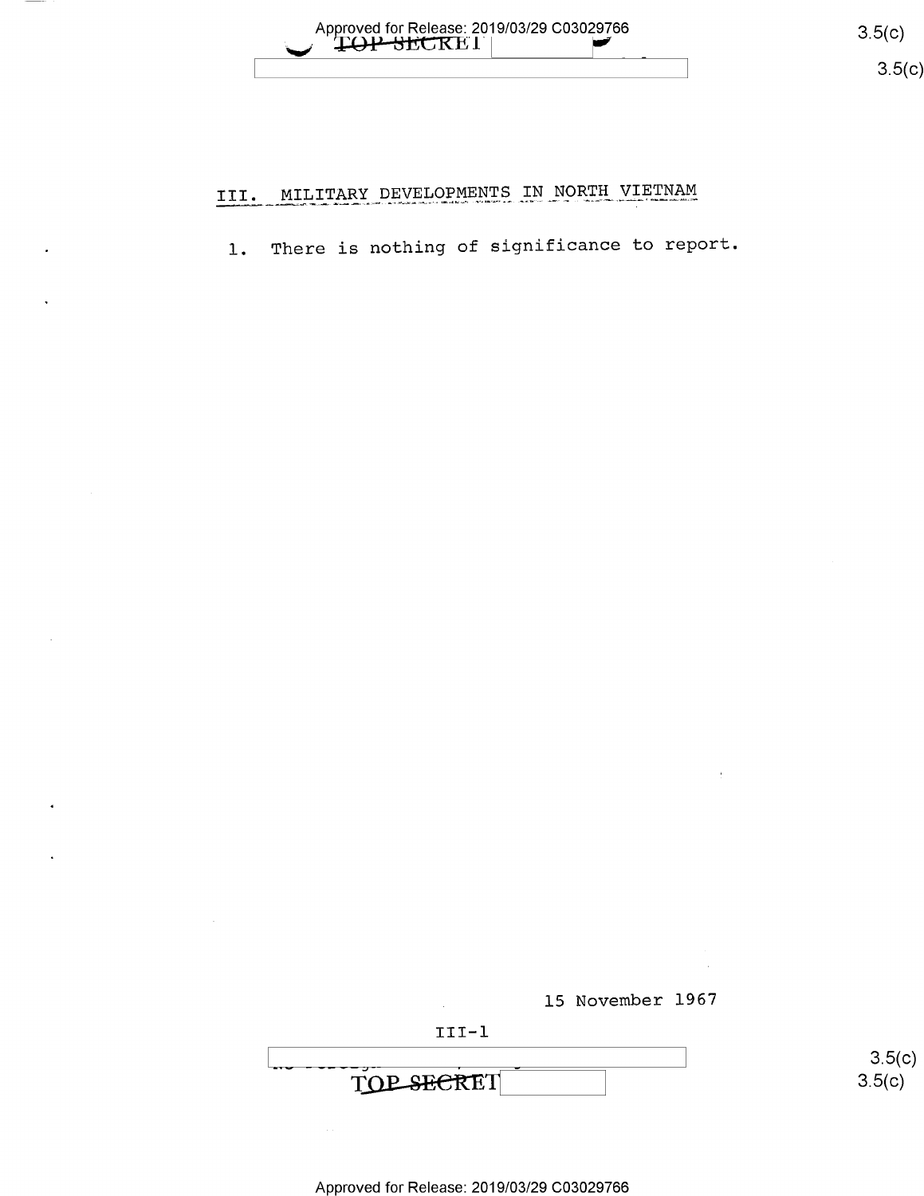## III. MILITARY DEVELOPMENTS IN NORTH VIETNAM

1. There is nothing of significance to report.

15 November 1967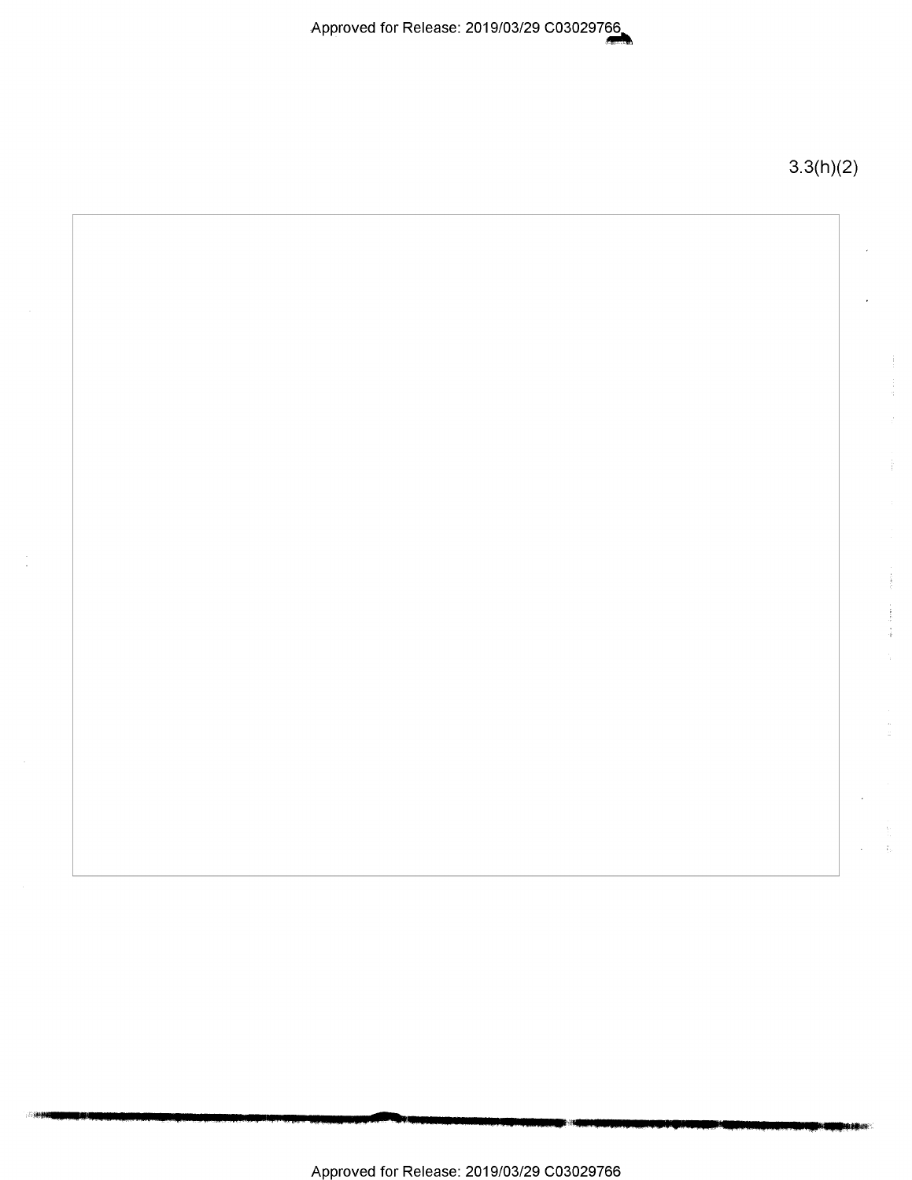3.3(h)(2)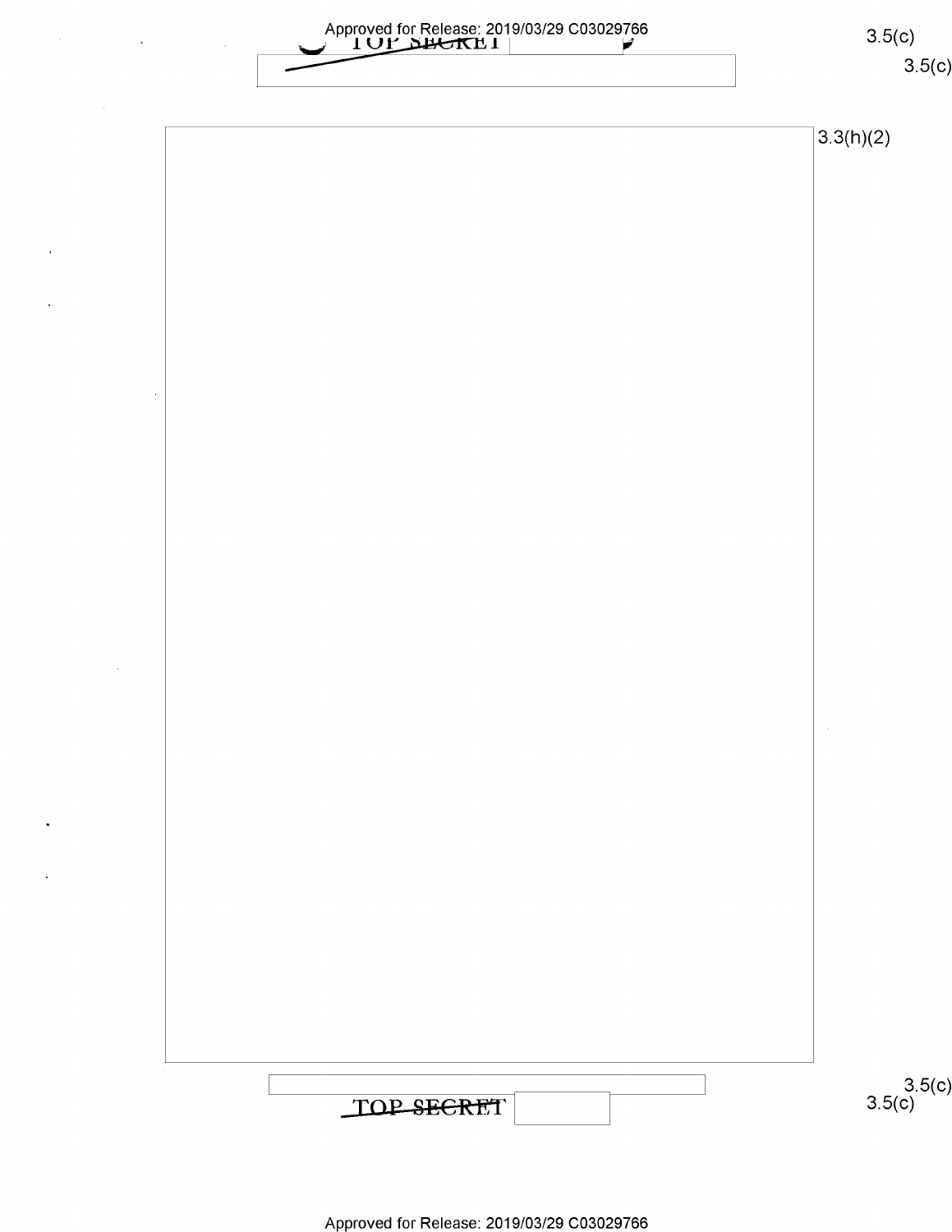3.3(h)(2)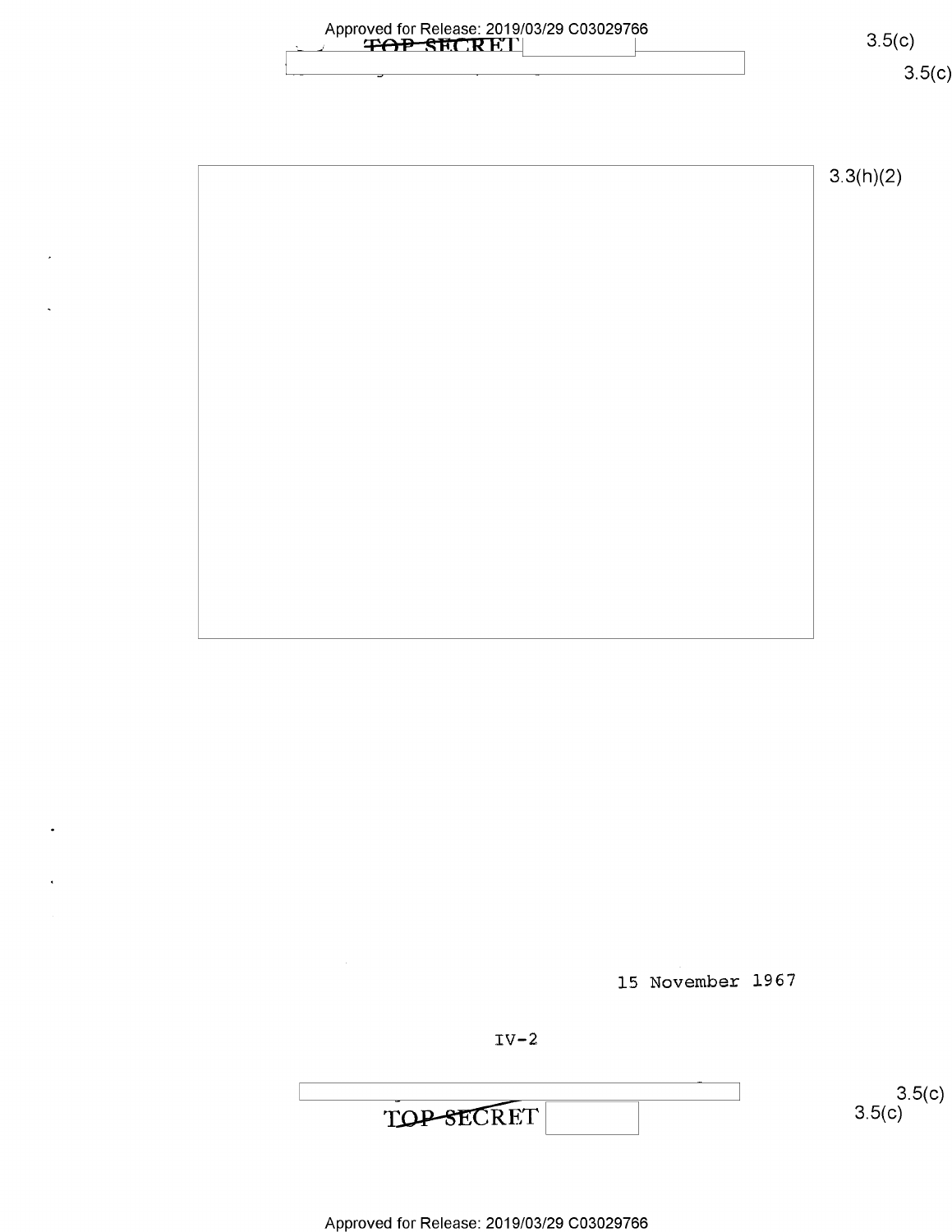15 November 1967

IV-2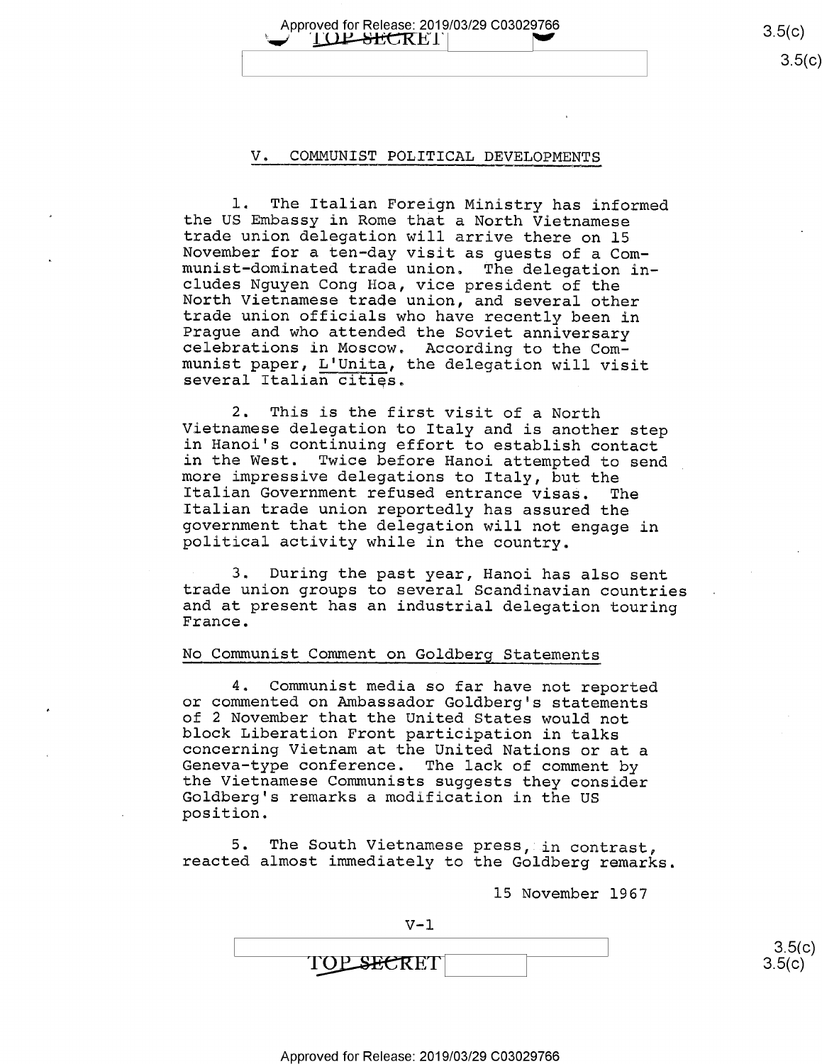## V. COMMUNIST POLITICAL DEVELOPMENTS

1. The Italian Foreign Ministry has informed the US Embassy in Rome that a North Vietnamese trade union delegation will arrive there on 15 November for a ten-day visit as guests of a Communist-dominated trade union. The delegation includes Nguyen Cong Hoa, vice president of the North Vietnamese trade union, and several other trade union officials who have recently been in Prague and who attended the Soviet anniversary celebrations in Moscow. According to the Communist paper, L'Unita, the delegation will visit several Italian cities.

2. This is the first visit of a North Vietnamese delegation to Italy and is another step in Hanoi's continuing effort to establish contact in the West. Twice before Hanoi attempted to send more impressive delegations to Italy, but the Italian Government refused entrance visas. The Italian trade union reportedly has assured the government that the delegation will not engage in political activity while in the country.

3. During the past year, Hanoi has also sent trade union groups to several Scandinavian countries and at present has an industrial delegation touring France.

### No Communist Comment on Goldberg Statements

4. Communist media so far have not reported or commented on Ambassador Goldberg's statements of 2 November that the United States would not block Liberation Front participation in talks concerning Vietnam at the United Nations or at a Geneva-type conference. The lack of comment by the Vietnamese Communists suggests they consider Goldberg's remarks a modification in the US position.

5. The South Vietnamese press, in contrast, reacted almost immediately to the Goldberg remarks.

15 November 1967

V-1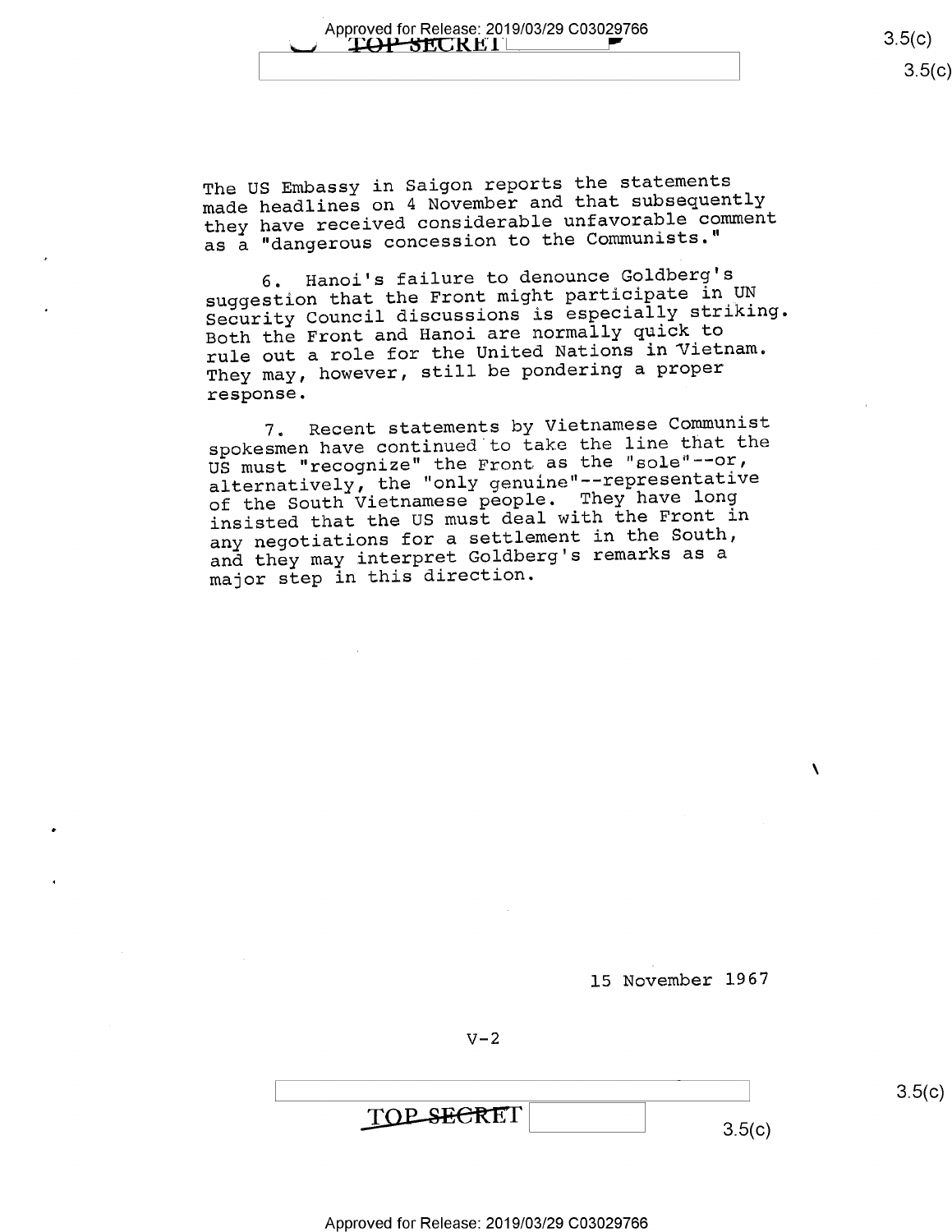The US Embassy in Saigon reports the statements made headlines on 4 November and that subsequently they have received considerable unfavorable comment as a "dangerous concession to the Communists."

6. Hanoi's failure to denounce Goldberg's suggestion that the Front might participate in UN Security Council discussions is especially striking. Both the Front and Hanoi are normally quick to rule out a role for the United Nations in Vietnam. They may, however, still be pondering a proper response.

7. Recent statements by Vietnamese Communist spokesmen have continued to take the line that the US must "recognize" the Front as the "sole"--or, alternatively, the "only genuine"--representative of the South Vietnamese people. They have long insisted that the US must deal with the Front in any negotiations for a settlement in the South, and they may interpret Goldberg's remarks as a major step in this direction.

15 November 1967

V-2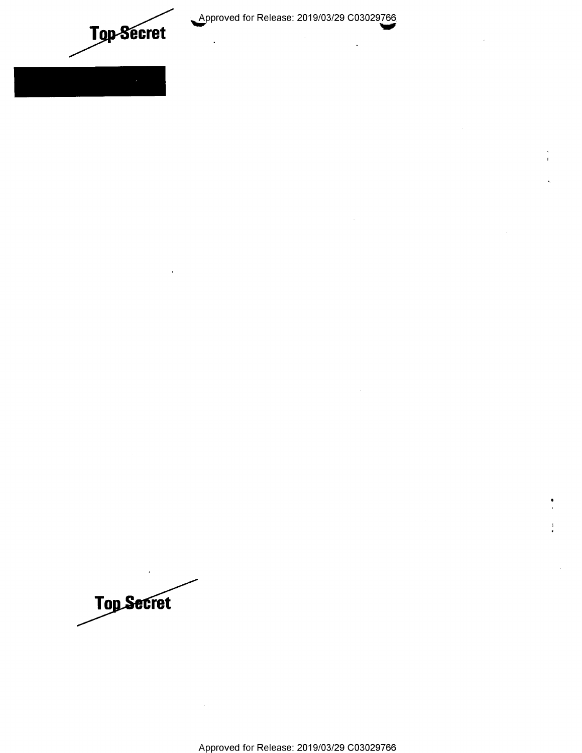Top Secret

Top Secret